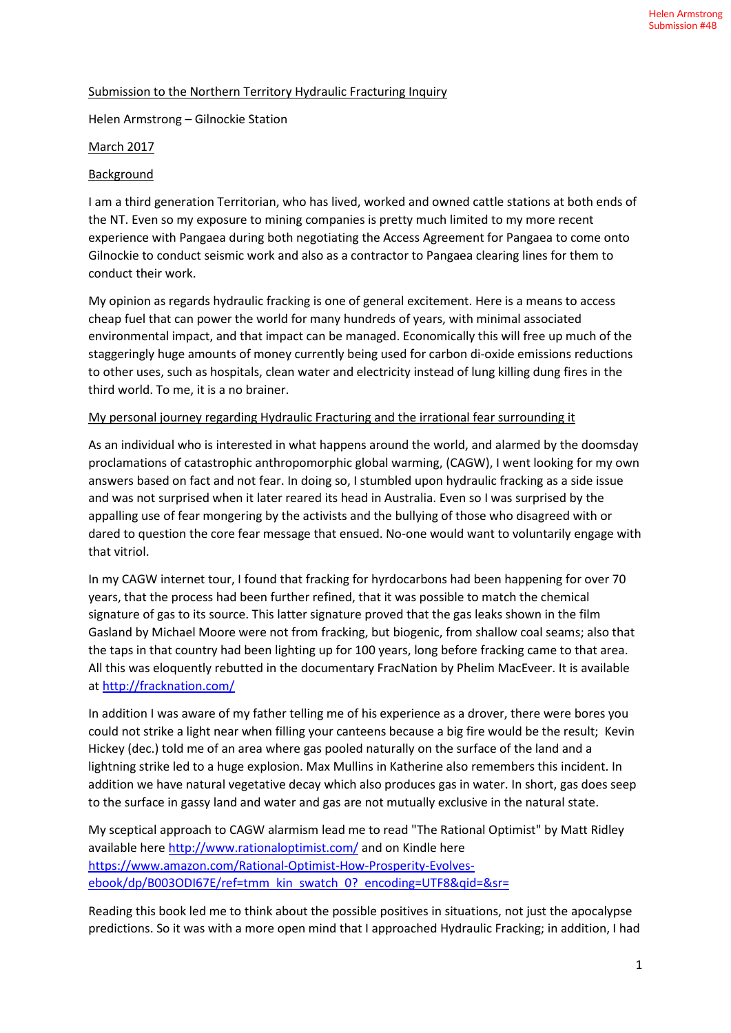Helen Armstrong
Submission #48

Submission to the Northern Territory Hydraulic Fracturing Inquiry

Helen Armstrong – Gilnockie Station

March 2017

Background

I am a third generation Territorian, who has lived, worked and owned cattle stations at both ends of the NT. Even so my exposure to mining companies is pretty much limited to my more recent experience with Pangaea during both negotiating the Access Agreement for Pangaea to come onto Gilnockie to conduct seismic work and also as a contractor to Pangaea clearing lines for them to conduct their work.

My opinion as regards hydraulic fracking is one of general excitement. Here is a means to access cheap fuel that can power the world for many hundreds of years, with minimal associated environmental impact, and that impact can be managed. Economically this will free up much of the staggeringly huge amounts of money currently being used for carbon di-oxide emissions reductions to other uses, such as hospitals, clean water and electricity instead of lung killing dung fires in the third world. To me, it is a no brainer.

My personal journey regarding Hydraulic Fracturing and the irrational fear surrounding it

As an individual who is interested in what happens around the world, and alarmed by the doomsday proclamations of catastrophic anthropomorphic global warming, (CAGW), I went looking for my own answers based on fact and not fear. In doing so, I stumbled upon hydraulic fracking as a side issue and was not surprised when it later reared its head in Australia. Even so I was surprised by the appalling use of fear mongering by the activists and the bullying of those who disagreed with or dared to question the core fear message that ensued. No-one would want to voluntarily engage with that vitriol.

In my CAGW internet tour, I found that fracking for hyrdocarbons had been happening for over 70 years, that the process had been further refined, that it was possible to match the chemical signature of gas to its source. This latter signature proved that the gas leaks shown in the film Gasland by Michael Moore were not from fracking, but biogenic, from shallow coal seams; also that the taps in that country had been lighting up for 100 years, long before fracking came to that area. All this was eloquently rebutted in the documentary FracNation by Phelim MacEveer. It is available at http://fracknation.com/

In addition I was aware of my father telling me of his experience as a drover, there were bores you could not strike a light near when filling your canteens because a big fire would be the result; Kevin Hickey (dec.) told me of an area where gas pooled naturally on the surface of the land and a lightning strike led to a huge explosion. Max Mullins in Katherine also remembers this incident. In addition we have natural vegetative decay which also produces gas in water. In short, gas does seep to the surface in gassy land and water and gas are not mutually exclusive in the natural state.

My sceptical approach to CAGW alarmism lead me to read "The Rational Optimist" by Matt Ridley available here http://www.rationaloptimist.com/ and on Kindle here https://www.amazon.com/Rational-Optimist-How-Prosperity-Evolves-ebook/dp/B003ODI67E/ref=tmm_kin_swatch_0?_encoding=UTF8&qid=&sr=

Reading this book led me to think about the possible positives in situations, not just the apocalypse predictions. So it was with a more open mind that I approached Hydraulic Fracking; in addition, I had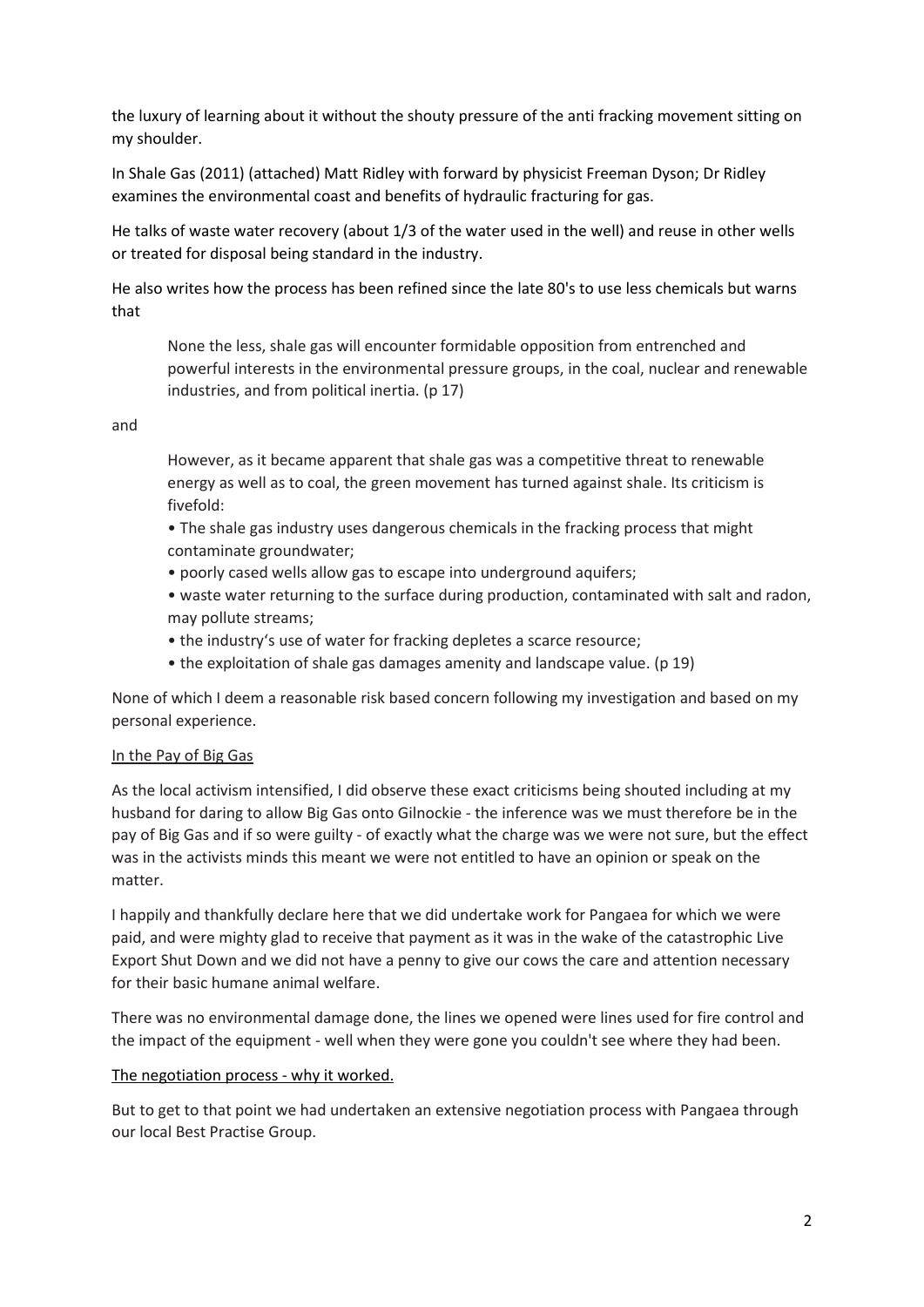the luxury of learning about it without the shouty pressure of the anti fracking movement sitting on my shoulder.

In Shale Gas (2011) (attached) Matt Ridley with forward by physicist Freeman Dyson; Dr Ridley examines the environmental coast and benefits of hydraulic fracturing for gas.

He talks of waste water recovery (about 1/3 of the water used in the well) and reuse in other wells or treated for disposal being standard in the industry.

He also writes how the process has been refined since the late 80's to use less chemicals but warns that

> None the less, shale gas will encounter formidable opposition from entrenched and powerful interests in the environmental pressure groups, in the coal, nuclear and renewable industries, and from political inertia. (p 17)

and

> However, as it became apparent that shale gas was a competitive threat to renewable energy as well as to coal, the green movement has turned against shale. Its criticism is fivefold:
>
> - The shale gas industry uses dangerous chemicals in the fracking process that might contaminate groundwater;
> - poorly cased wells allow gas to escape into underground aquifers;
> - waste water returning to the surface during production, contaminated with salt and radon, may pollute streams;
> - the industry's use of water for fracking depletes a scarce resource;
> - the exploitation of shale gas damages amenity and landscape value. (p 19)

None of which I deem a reasonable risk based concern following my investigation and based on my personal experience.

<u>In the Pay of Big Gas</u>

As the local activism intensified, I did observe these exact criticisms being shouted including at my husband for daring to allow Big Gas onto Gilnockie - the inference was we must therefore be in the pay of Big Gas and if so were guilty - of exactly what the charge was we were not sure, but the effect was in the activists minds this meant we were not entitled to have an opinion or speak on the matter.

I happily and thankfully declare here that we did undertake work for Pangaea for which we were paid, and were mighty glad to receive that payment as it was in the wake of the catastrophic Live Export Shut Down and we did not have a penny to give our cows the care and attention necessary for their basic humane animal welfare.

There was no environmental damage done, the lines we opened were lines used for fire control and the impact of the equipment - well when they were gone you couldn't see where they had been.

<u>The negotiation process - why it worked.</u>

But to get to that point we had undertaken an extensive negotiation process with Pangaea through our local Best Practise Group.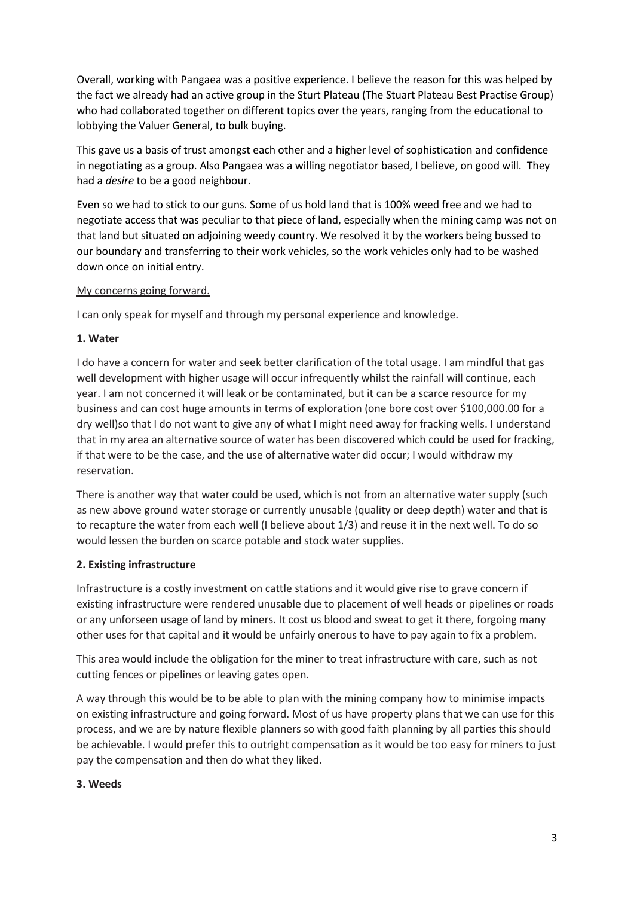Overall, working with Pangaea was a positive experience. I believe the reason for this was helped by the fact we already had an active group in the Sturt Plateau (The Stuart Plateau Best Practise Group) who had collaborated together on different topics over the years, ranging from the educational to lobbying the Valuer General, to bulk buying.

This gave us a basis of trust amongst each other and a higher level of sophistication and confidence in negotiating as a group. Also Pangaea was a willing negotiator based, I believe, on good will. They had a *desire* to be a good neighbour.

Even so we had to stick to our guns. Some of us hold land that is 100% weed free and we had to negotiate access that was peculiar to that piece of land, especially when the mining camp was not on that land but situated on adjoining weedy country. We resolved it by the workers being bussed to our boundary and transferring to their work vehicles, so the work vehicles only had to be washed down once on initial entry.

<u>My concerns going forward.</u>

I can only speak for myself and through my personal experience and knowledge.

**1. Water**

I do have a concern for water and seek better clarification of the total usage. I am mindful that gas well development with higher usage will occur infrequently whilst the rainfall will continue, each year. I am not concerned it will leak or be contaminated, but it can be a scarce resource for my business and can cost huge amounts in terms of exploration (one bore cost over $100,000.00 for a dry well)so that I do not want to give any of what I might need away for fracking wells. I understand that in my area an alternative source of water has been discovered which could be used for fracking, if that were to be the case, and the use of alternative water did occur; I would withdraw my reservation.

There is another way that water could be used, which is not from an alternative water supply (such as new above ground water storage or currently unusable (quality or deep depth) water and that is to recapture the water from each well (I believe about 1/3) and reuse it in the next well. To do so would lessen the burden on scarce potable and stock water supplies.

**2. Existing infrastructure**

Infrastructure is a costly investment on cattle stations and it would give rise to grave concern if existing infrastructure were rendered unusable due to placement of well heads or pipelines or roads or any unforseen usage of land by miners. It cost us blood and sweat to get it there, forgoing many other uses for that capital and it would be unfairly onerous to have to pay again to fix a problem.

This area would include the obligation for the miner to treat infrastructure with care, such as not cutting fences or pipelines or leaving gates open.

A way through this would be to be able to plan with the mining company how to minimise impacts on existing infrastructure and going forward. Most of us have property plans that we can use for this process, and we are by nature flexible planners so with good faith planning by all parties this should be achievable. I would prefer this to outright compensation as it would be too easy for miners to just pay the compensation and then do what they liked.

**3. Weeds**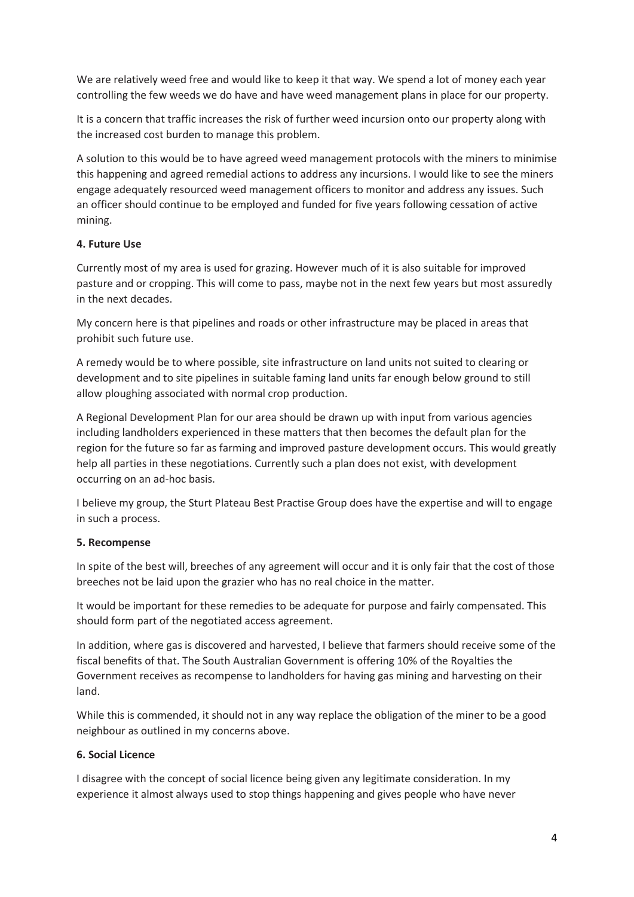We are relatively weed free and would like to keep it that way. We spend a lot of money each year controlling the few weeds we do have and have weed management plans in place for our property.

It is a concern that traffic increases the risk of further weed incursion onto our property along with the increased cost burden to manage this problem.

A solution to this would be to have agreed weed management protocols with the miners to minimise this happening and agreed remedial actions to address any incursions. I would like to see the miners engage adequately resourced weed management officers to monitor and address any issues. Such an officer should continue to be employed and funded for five years following cessation of active mining.

**4. Future Use**

Currently most of my area is used for grazing. However much of it is also suitable for improved pasture and or cropping. This will come to pass, maybe not in the next few years but most assuredly in the next decades.

My concern here is that pipelines and roads or other infrastructure may be placed in areas that prohibit such future use.

A remedy would be to where possible, site infrastructure on land units not suited to clearing or development and to site pipelines in suitable faming land units far enough below ground to still allow ploughing associated with normal crop production.

A Regional Development Plan for our area should be drawn up with input from various agencies including landholders experienced in these matters that then becomes the default plan for the region for the future so far as farming and improved pasture development occurs. This would greatly help all parties in these negotiations. Currently such a plan does not exist, with development occurring on an ad-hoc basis.

I believe my group, the Sturt Plateau Best Practise Group does have the expertise and will to engage in such a process.

**5. Recompense**

In spite of the best will, breeches of any agreement will occur and it is only fair that the cost of those breeches not be laid upon the grazier who has no real choice in the matter.

It would be important for these remedies to be adequate for purpose and fairly compensated. This should form part of the negotiated access agreement.

In addition, where gas is discovered and harvested, I believe that farmers should receive some of the fiscal benefits of that. The South Australian Government is offering 10% of the Royalties the Government receives as recompense to landholders for having gas mining and harvesting on their land.

While this is commended, it should not in any way replace the obligation of the miner to be a good neighbour as outlined in my concerns above.

**6. Social Licence**

I disagree with the concept of social licence being given any legitimate consideration. In my experience it almost always used to stop things happening and gives people who have never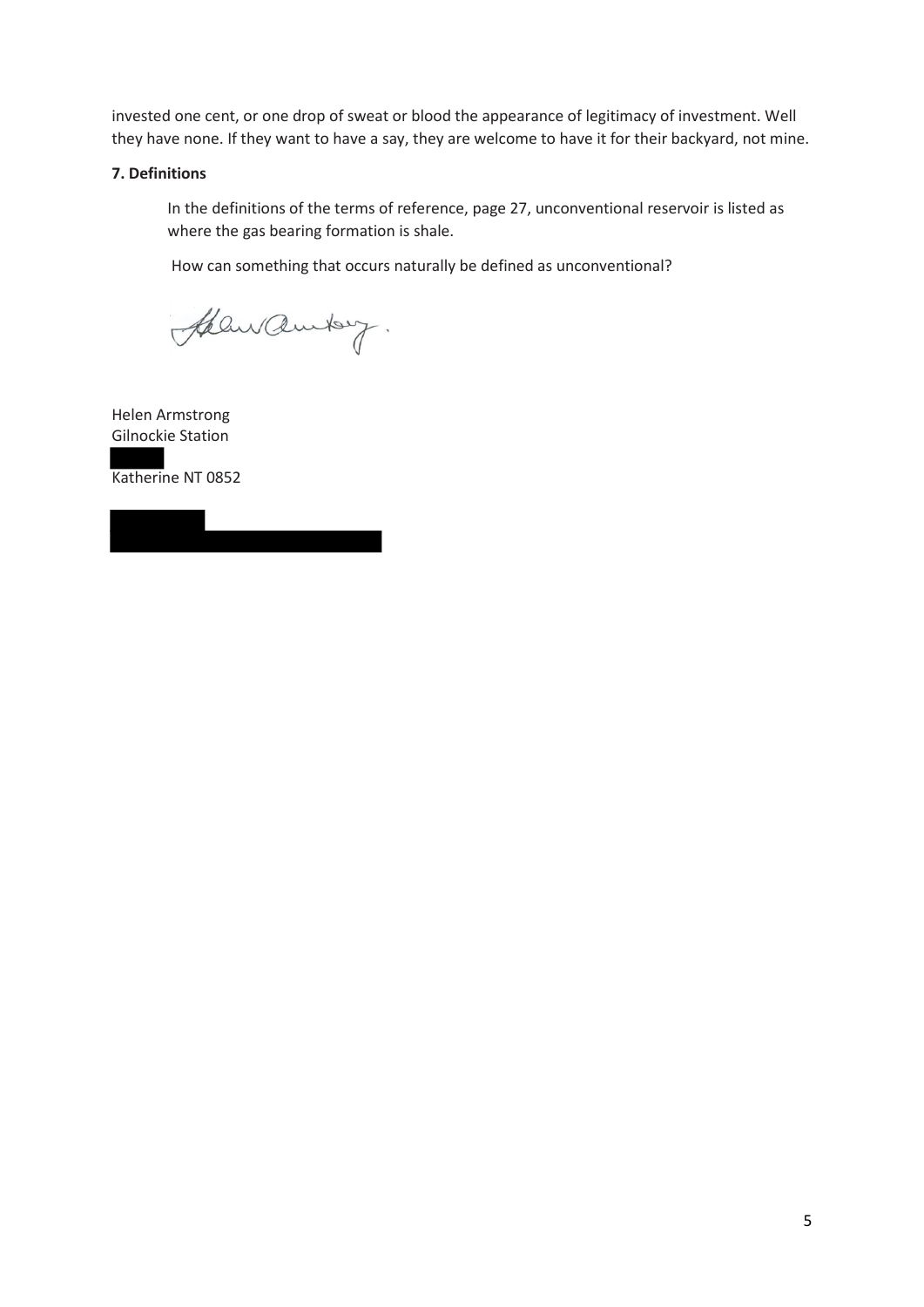invested one cent, or one drop of sweat or blood the appearance of legitimacy of investment. Well they have none. If they want to have a say, they are welcome to have it for their backyard, not mine.

**7. Definitions**

In the definitions of the terms of reference, page 27, unconventional reservoir is listed as where the gas bearing formation is shale.

How can something that occurs naturally be defined as unconventional?

Helen Armstrong
Gilnockie Station

Katherine NT 0852